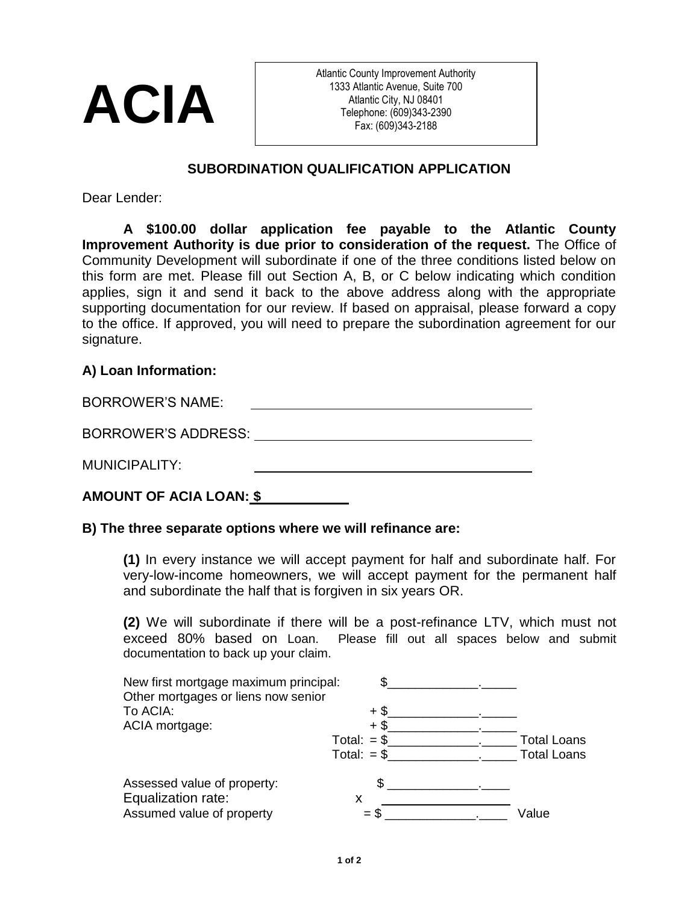# ACIA

Atlantic County Improvement Authority
1333 Atlantic Avenue, Suite 700
Atlantic City, NJ 08401
Telephone: (609)343-2390
Fax: (609)343-2188

## SUBORDINATION QUALIFICATION APPLICATION

Dear Lender:

**A $100.00 dollar application fee payable to the Atlantic County Improvement Authority is due prior to consideration of the request.** The Office of Community Development will subordinate if one of the three conditions listed below on this form are met. Please fill out Section A, B, or C below indicating which condition applies, sign it and send it back to the above address along with the appropriate supporting documentation for our review. If based on appraisal, please forward a copy to the office. If approved, you will need to prepare the subordination agreement for our signature.

### A) Loan Information:

BORROWER'S NAME: ______________________________

BORROWER'S ADDRESS: ______________________________

MUNICIPALITY: ______________________________

**AMOUNT OF ACIA LOAN: $__________**

### B) The three separate options where we will refinance are:

**(1)** In every instance we will accept payment for half and subordinate half. For very-low-income homeowners, we will accept payment for the permanent half and subordinate the half that is forgiven in six years OR.

**(2)** We will subordinate if there will be a post-refinance LTV, which must not exceed 80% based on Loan. Please fill out all spaces below and submit documentation to back up your claim.

| | | |
|---|---|---|
| New first mortgage maximum principal: | $_____________._____ | |
| Other mortgages or liens now senior To ACIA: | + $_____________._____ | |
| ACIA mortgage: | + $_____________._____ | |
| | Total: = $_____________._____ | Total Loans |
| | Total: = $_____________._____ | Total Loans |
| Assessed value of property: | $ _____________.____ | |
| Equalization rate: | x _________________ | |
| Assumed value of property | = $ _____________.____ | Value |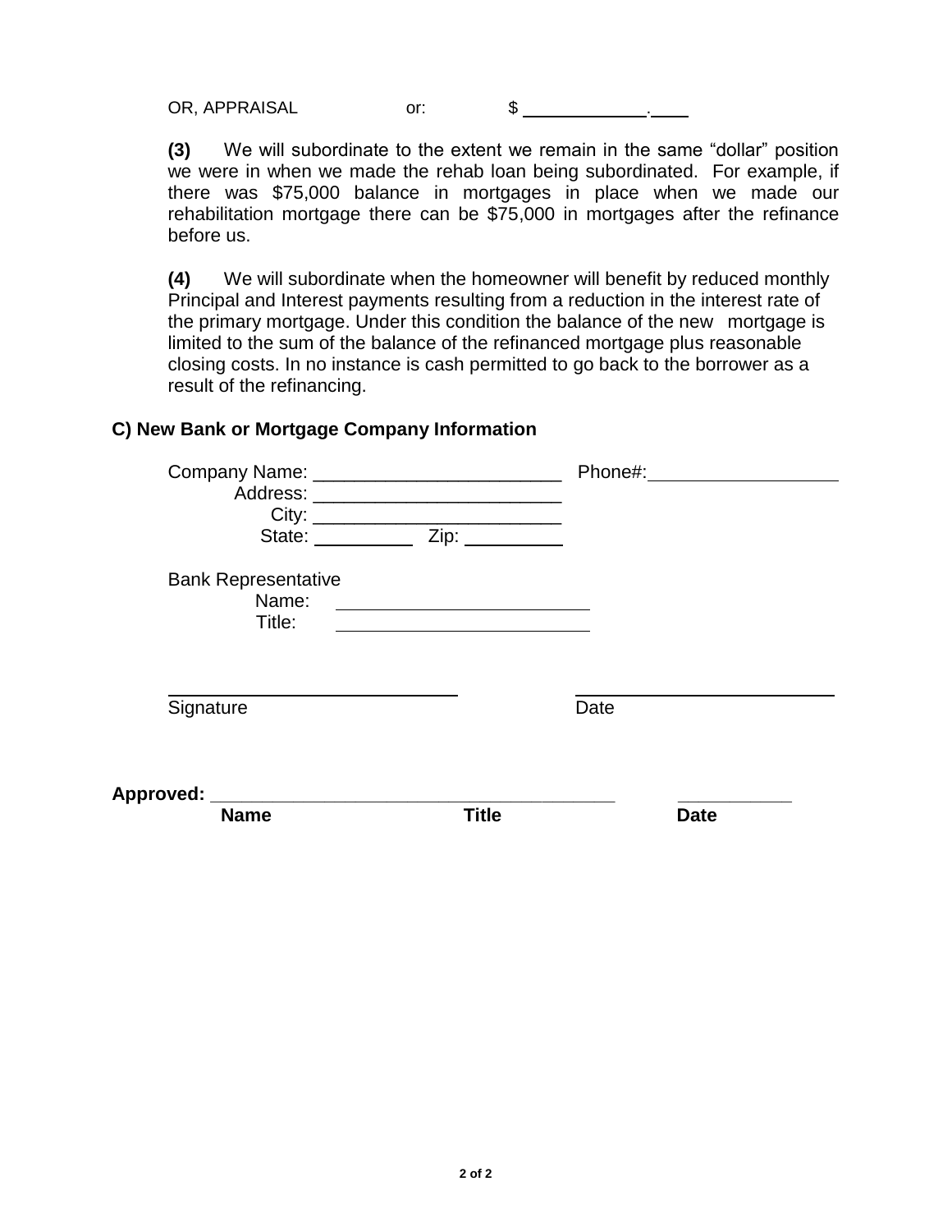OR, APPRAISAL or: $ \_\_\_\_\_\_\_\_\_\_\_\_.\_\_\_\_

**(3)** We will subordinate to the extent we remain in the same "dollar" position we were in when we made the rehab loan being subordinated. For example, if there was $75,000 balance in mortgages in place when we made our rehabilitation mortgage there can be $75,000 in mortgages after the refinance before us.

**(4)** We will subordinate when the homeowner will benefit by reduced monthly Principal and Interest payments resulting from a reduction in the interest rate of the primary mortgage. Under this condition the balance of the new mortgage is limited to the sum of the balance of the refinanced mortgage plus reasonable closing costs. In no instance is cash permitted to go back to the borrower as a result of the refinancing.

**C) New Bank or Mortgage Company Information**

Company Name: ________________________ Phone#: __________________

Address: ________________________

City: ________________________

State: __________ Zip: __________

Bank Representative

Name: ________________________

Title: ________________________

____________________________ ____________________________

Signature Date

**Approved:** ________________________________________ ___________

**Name** **Title** **Date**